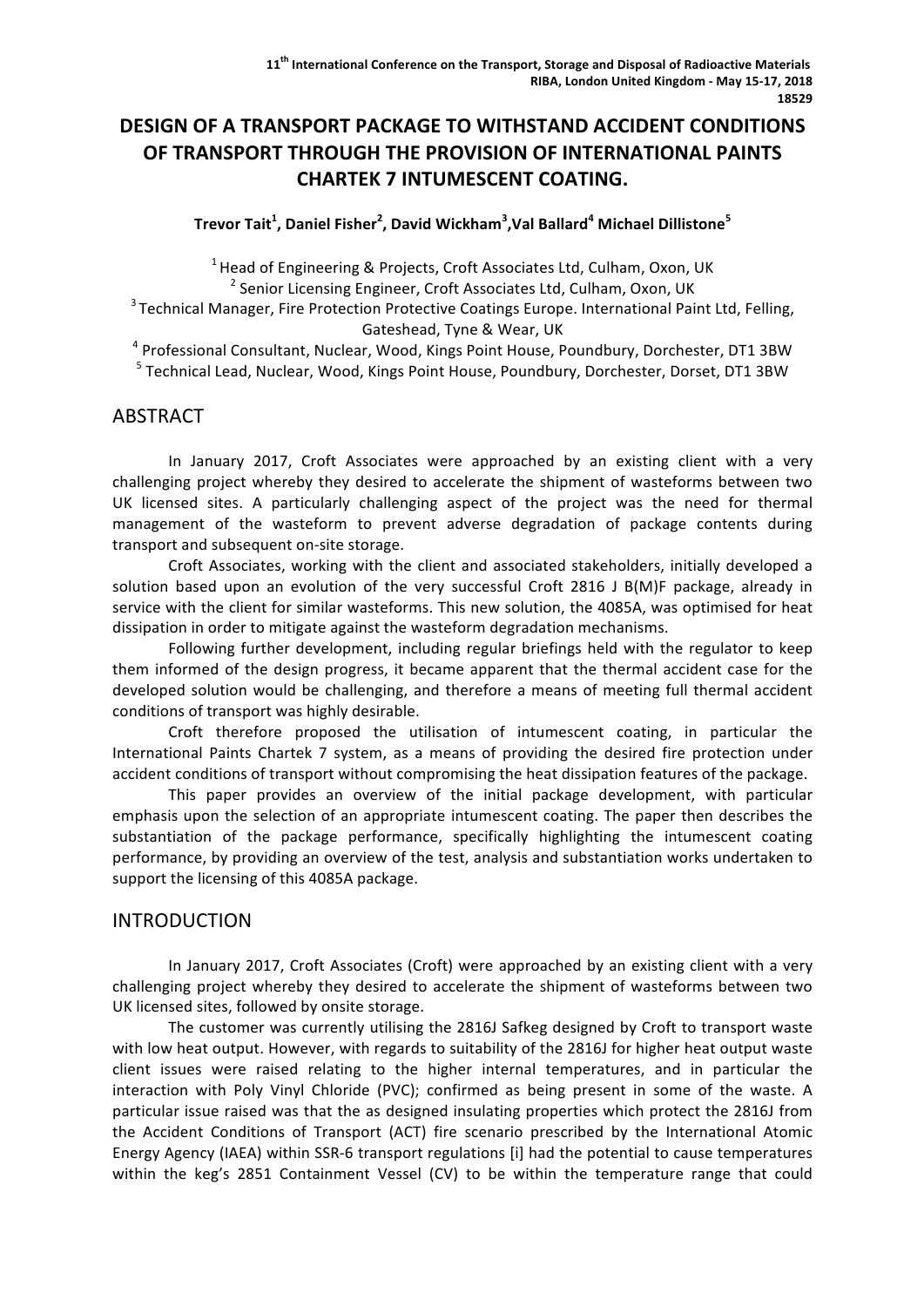# DESIGN OF A TRANSPORT PACKAGE TO WITHSTAND ACCIDENT CONDITIONS OF TRANSPORT THROUGH THE PROVISION OF INTERNATIONAL PAINTS CHARTEK 7 INTUMESCENT COATING.

**Trevor Tait[1], Daniel Fisher[2], David Wickham[3], Val Ballard[4] Michael Dillistone[5]**

[1] Head of Engineering & Projects, Croft Associates Ltd, Culham, Oxon, UK
[2] Senior Licensing Engineer, Croft Associates Ltd, Culham, Oxon, UK
[3] Technical Manager, Fire Protection Protective Coatings Europe. International Paint Ltd, Felling, Gateshead, Tyne & Wear, UK
[4] Professional Consultant, Nuclear, Wood, Kings Point House, Poundbury, Dorchester, DT1 3BW
[5] Technical Lead, Nuclear, Wood, Kings Point House, Poundbury, Dorchester, Dorset, DT1 3BW

## ABSTRACT

In January 2017, Croft Associates were approached by an existing client with a very challenging project whereby they desired to accelerate the shipment of wasteforms between two UK licensed sites. A particularly challenging aspect of the project was the need for thermal management of the wasteform to prevent adverse degradation of package contents during transport and subsequent on-site storage.

Croft Associates, working with the client and associated stakeholders, initially developed a solution based upon an evolution of the very successful Croft 2816 J B(M)F package, already in service with the client for similar wasteforms. This new solution, the 4085A, was optimised for heat dissipation in order to mitigate against the wasteform degradation mechanisms.

Following further development, including regular briefings held with the regulator to keep them informed of the design progress, it became apparent that the thermal accident case for the developed solution would be challenging, and therefore a means of meeting full thermal accident conditions of transport was highly desirable.

Croft therefore proposed the utilisation of intumescent coating, in particular the International Paints Chartek 7 system, as a means of providing the desired fire protection under accident conditions of transport without compromising the heat dissipation features of the package.

This paper provides an overview of the initial package development, with particular emphasis upon the selection of an appropriate intumescent coating. The paper then describes the substantiation of the package performance, specifically highlighting the intumescent coating performance, by providing an overview of the test, analysis and substantiation works undertaken to support the licensing of this 4085A package.

## INTRODUCTION

In January 2017, Croft Associates (Croft) were approached by an existing client with a very challenging project whereby they desired to accelerate the shipment of wasteforms between two UK licensed sites, followed by onsite storage.

The customer was currently utilising the 2816J Safkeg designed by Croft to transport waste with low heat output. However, with regards to suitability of the 2816J for higher heat output waste client issues were raised relating to the higher internal temperatures, and in particular the interaction with Poly Vinyl Chloride (PVC); confirmed as being present in some of the waste. A particular issue raised was that the as designed insulating properties which protect the 2816J from the Accident Conditions of Transport (ACT) fire scenario prescribed by the International Atomic Energy Agency (IAEA) within SSR-6 transport regulations [i] had the potential to cause temperatures within the keg's 2851 Containment Vessel (CV) to be within the temperature range that could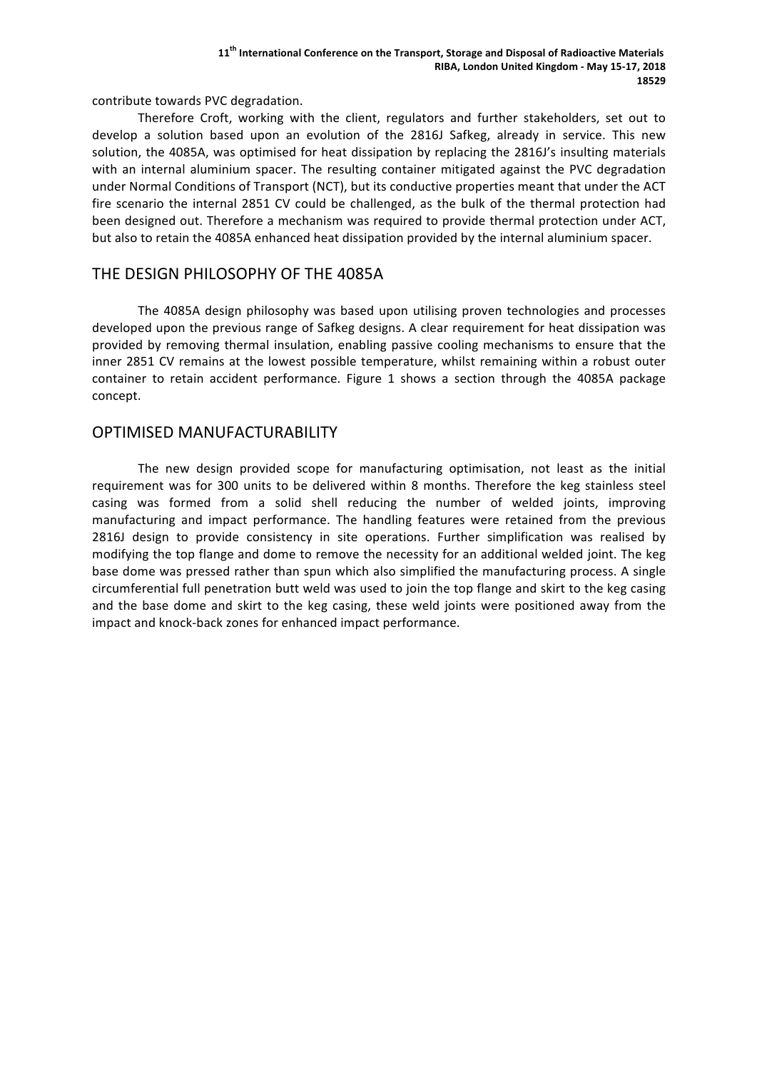contribute towards PVC degradation.

Therefore Croft, working with the client, regulators and further stakeholders, set out to develop a solution based upon an evolution of the 2816J Safkeg, already in service. This new solution, the 4085A, was optimised for heat dissipation by replacing the 2816J's insulting materials with an internal aluminium spacer. The resulting container mitigated against the PVC degradation under Normal Conditions of Transport (NCT), but its conductive properties meant that under the ACT fire scenario the internal 2851 CV could be challenged, as the bulk of the thermal protection had been designed out. Therefore a mechanism was required to provide thermal protection under ACT, but also to retain the 4085A enhanced heat dissipation provided by the internal aluminium spacer.

## THE DESIGN PHILOSOPHY OF THE 4085A

The 4085A design philosophy was based upon utilising proven technologies and processes developed upon the previous range of Safkeg designs. A clear requirement for heat dissipation was provided by removing thermal insulation, enabling passive cooling mechanisms to ensure that the inner 2851 CV remains at the lowest possible temperature, whilst remaining within a robust outer container to retain accident performance. Figure 1 shows a section through the 4085A package concept.

## OPTIMISED MANUFACTURABILITY

The new design provided scope for manufacturing optimisation, not least as the initial requirement was for 300 units to be delivered within 8 months. Therefore the keg stainless steel casing was formed from a solid shell reducing the number of welded joints, improving manufacturing and impact performance. The handling features were retained from the previous 2816J design to provide consistency in site operations. Further simplification was realised by modifying the top flange and dome to remove the necessity for an additional welded joint. The keg base dome was pressed rather than spun which also simplified the manufacturing process. A single circumferential full penetration butt weld was used to join the top flange and skirt to the keg casing and the base dome and skirt to the keg casing, these weld joints were positioned away from the impact and knock-back zones for enhanced impact performance.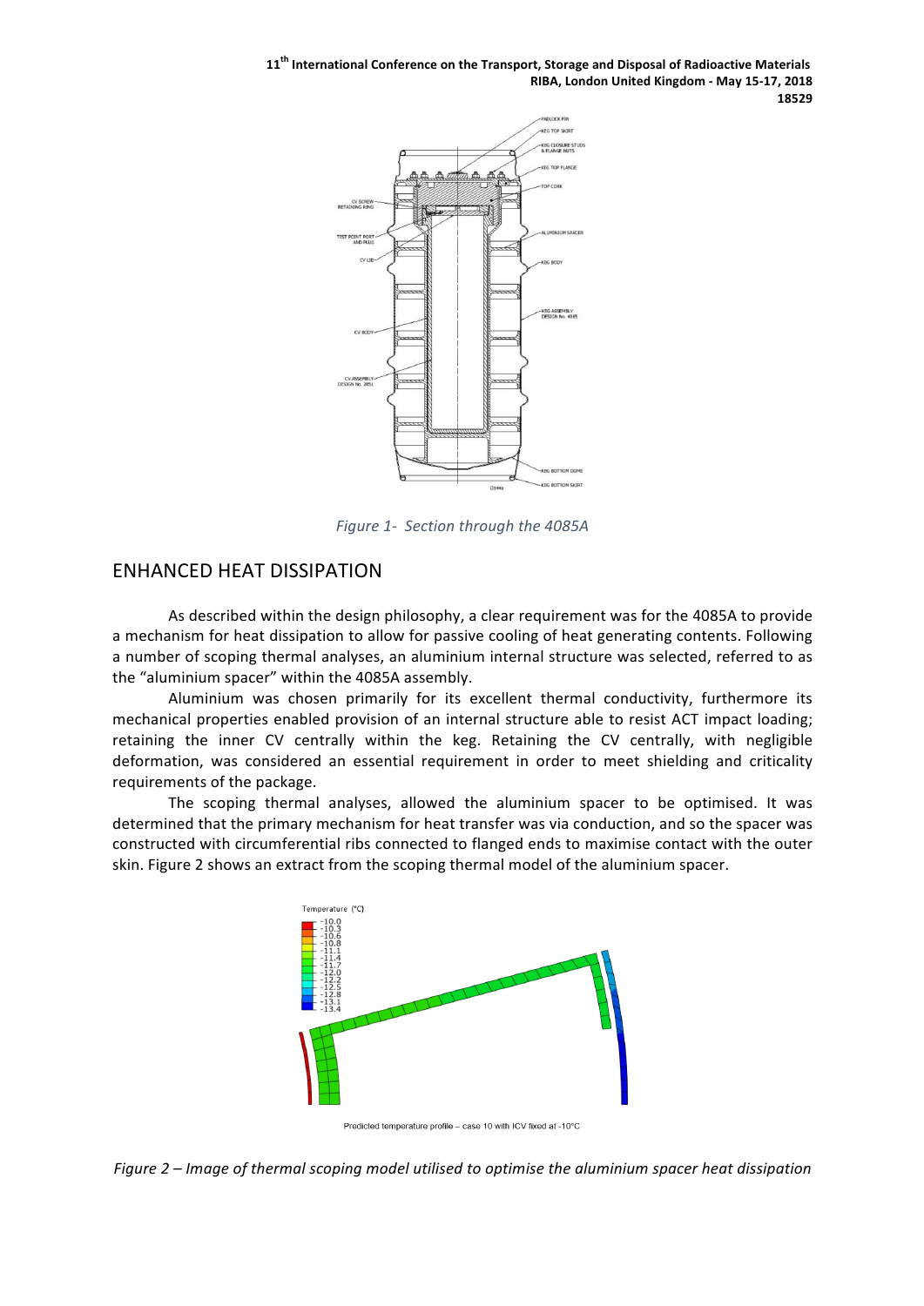*Figure 1- Section through the 4085A*

## ENHANCED HEAT DISSIPATION

As described within the design philosophy, a clear requirement was for the 4085A to provide a mechanism for heat dissipation to allow for passive cooling of heat generating contents. Following a number of scoping thermal analyses, an aluminium internal structure was selected, referred to as the "aluminium spacer" within the 4085A assembly.

Aluminium was chosen primarily for its excellent thermal conductivity, furthermore its mechanical properties enabled provision of an internal structure able to resist ACT impact loading; retaining the inner CV centrally within the keg. Retaining the CV centrally, with negligible deformation, was considered an essential requirement in order to meet shielding and criticality requirements of the package.

The scoping thermal analyses, allowed the aluminium spacer to be optimised. It was determined that the primary mechanism for heat transfer was via conduction, and so the spacer was constructed with circumferential ribs connected to flanged ends to maximise contact with the outer skin. Figure 2 shows an extract from the scoping thermal model of the aluminium spacer.

*Figure 2 – Image of thermal scoping model utilised to optimise the aluminium spacer heat dissipation*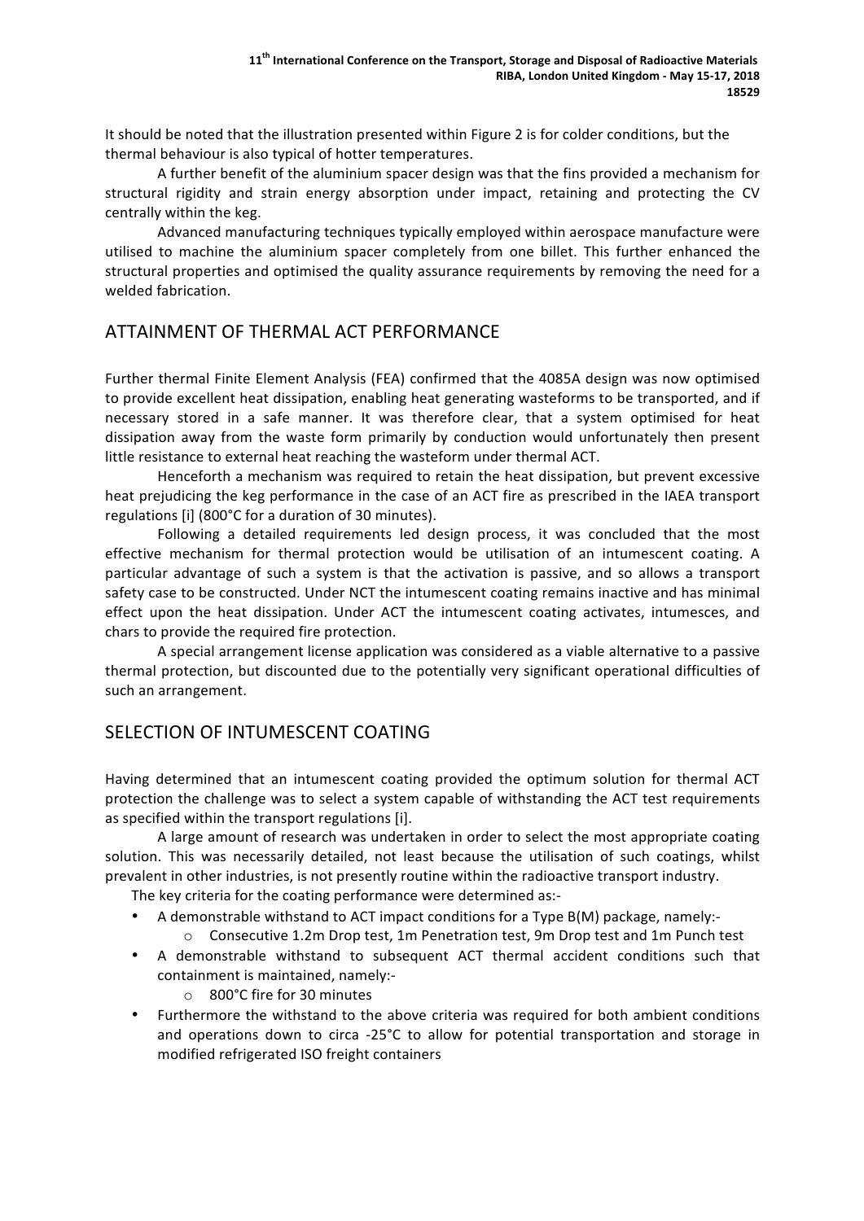It should be noted that the illustration presented within Figure 2 is for colder conditions, but the thermal behaviour is also typical of hotter temperatures.

A further benefit of the aluminium spacer design was that the fins provided a mechanism for structural rigidity and strain energy absorption under impact, retaining and protecting the CV centrally within the keg.

Advanced manufacturing techniques typically employed within aerospace manufacture were utilised to machine the aluminium spacer completely from one billet. This further enhanced the structural properties and optimised the quality assurance requirements by removing the need for a welded fabrication.

## ATTAINMENT OF THERMAL ACT PERFORMANCE

Further thermal Finite Element Analysis (FEA) confirmed that the 4085A design was now optimised to provide excellent heat dissipation, enabling heat generating wasteforms to be transported, and if necessary stored in a safe manner. It was therefore clear, that a system optimised for heat dissipation away from the waste form primarily by conduction would unfortunately then present little resistance to external heat reaching the wasteform under thermal ACT.

Henceforth a mechanism was required to retain the heat dissipation, but prevent excessive heat prejudicing the keg performance in the case of an ACT fire as prescribed in the IAEA transport regulations [i] (800°C for a duration of 30 minutes).

Following a detailed requirements led design process, it was concluded that the most effective mechanism for thermal protection would be utilisation of an intumescent coating. A particular advantage of such a system is that the activation is passive, and so allows a transport safety case to be constructed. Under NCT the intumescent coating remains inactive and has minimal effect upon the heat dissipation. Under ACT the intumescent coating activates, intumesces, and chars to provide the required fire protection.

A special arrangement license application was considered as a viable alternative to a passive thermal protection, but discounted due to the potentially very significant operational difficulties of such an arrangement.

## SELECTION OF INTUMESCENT COATING

Having determined that an intumescent coating provided the optimum solution for thermal ACT protection the challenge was to select a system capable of withstanding the ACT test requirements as specified within the transport regulations [i].

A large amount of research was undertaken in order to select the most appropriate coating solution. This was necessarily detailed, not least because the utilisation of such coatings, whilst prevalent in other industries, is not presently routine within the radioactive transport industry.

The key criteria for the coating performance were determined as:-

- A demonstrable withstand to ACT impact conditions for a Type B(M) package, namely:-
    - Consecutive 1.2m Drop test, 1m Penetration test, 9m Drop test and 1m Punch test
- A demonstrable withstand to subsequent ACT thermal accident conditions such that containment is maintained, namely:-
    - 800°C fire for 30 minutes
- Furthermore the withstand to the above criteria was required for both ambient conditions and operations down to circa -25°C to allow for potential transportation and storage in modified refrigerated ISO freight containers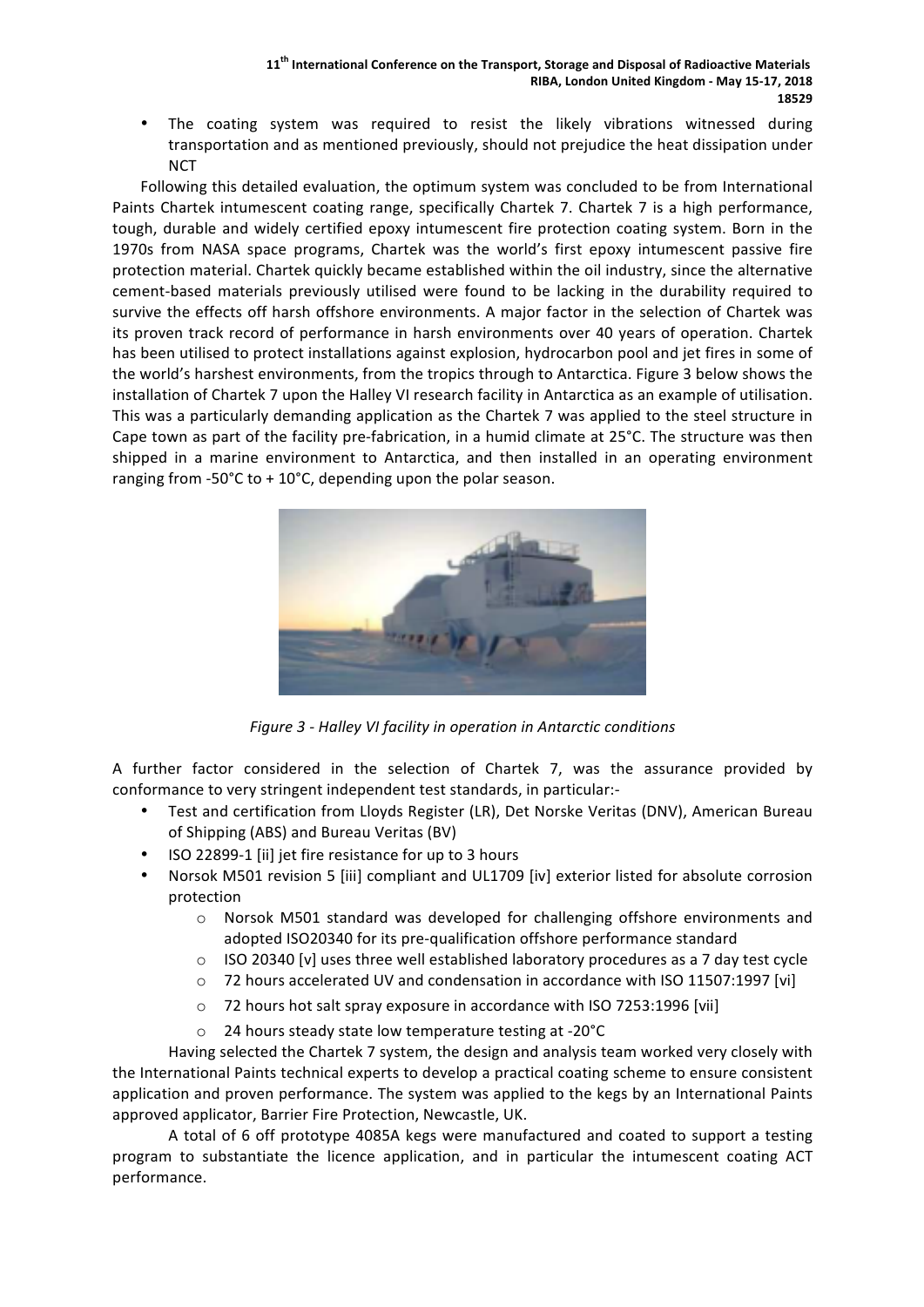- The coating system was required to resist the likely vibrations witnessed during transportation and as mentioned previously, should not prejudice the heat dissipation under NCT

Following this detailed evaluation, the optimum system was concluded to be from International Paints Chartek intumescent coating range, specifically Chartek 7. Chartek 7 is a high performance, tough, durable and widely certified epoxy intumescent fire protection coating system. Born in the 1970s from NASA space programs, Chartek was the world's first epoxy intumescent passive fire protection material. Chartek quickly became established within the oil industry, since the alternative cement-based materials previously utilised were found to be lacking in the durability required to survive the effects off harsh offshore environments. A major factor in the selection of Chartek was its proven track record of performance in harsh environments over 40 years of operation. Chartek has been utilised to protect installations against explosion, hydrocarbon pool and jet fires in some of the world's harshest environments, from the tropics through to Antarctica. Figure 3 below shows the installation of Chartek 7 upon the Halley VI research facility in Antarctica as an example of utilisation. This was a particularly demanding application as the Chartek 7 was applied to the steel structure in Cape town as part of the facility pre-fabrication, in a humid climate at 25°C. The structure was then shipped in a marine environment to Antarctica, and then installed in an operating environment ranging from -50°C to + 10°C, depending upon the polar season.

*Figure 3 - Halley VI facility in operation in Antarctic conditions*

A further factor considered in the selection of Chartek 7, was the assurance provided by conformance to very stringent independent test standards, in particular:-

- Test and certification from Lloyds Register (LR), Det Norske Veritas (DNV), American Bureau of Shipping (ABS) and Bureau Veritas (BV)
- ISO 22899-1 [ii] jet fire resistance for up to 3 hours
- Norsok M501 revision 5 [iii] compliant and UL1709 [iv] exterior listed for absolute corrosion protection
    - Norsok M501 standard was developed for challenging offshore environments and adopted ISO20340 for its pre-qualification offshore performance standard
    - ISO 20340 [v] uses three well established laboratory procedures as a 7 day test cycle
    - 72 hours accelerated UV and condensation in accordance with ISO 11507:1997 [vi]
    - 72 hours hot salt spray exposure in accordance with ISO 7253:1996 [vii]
    - 24 hours steady state low temperature testing at -20°C

Having selected the Chartek 7 system, the design and analysis team worked very closely with the International Paints technical experts to develop a practical coating scheme to ensure consistent application and proven performance. The system was applied to the kegs by an International Paints approved applicator, Barrier Fire Protection, Newcastle, UK.

A total of 6 off prototype 4085A kegs were manufactured and coated to support a testing program to substantiate the licence application, and in particular the intumescent coating ACT performance.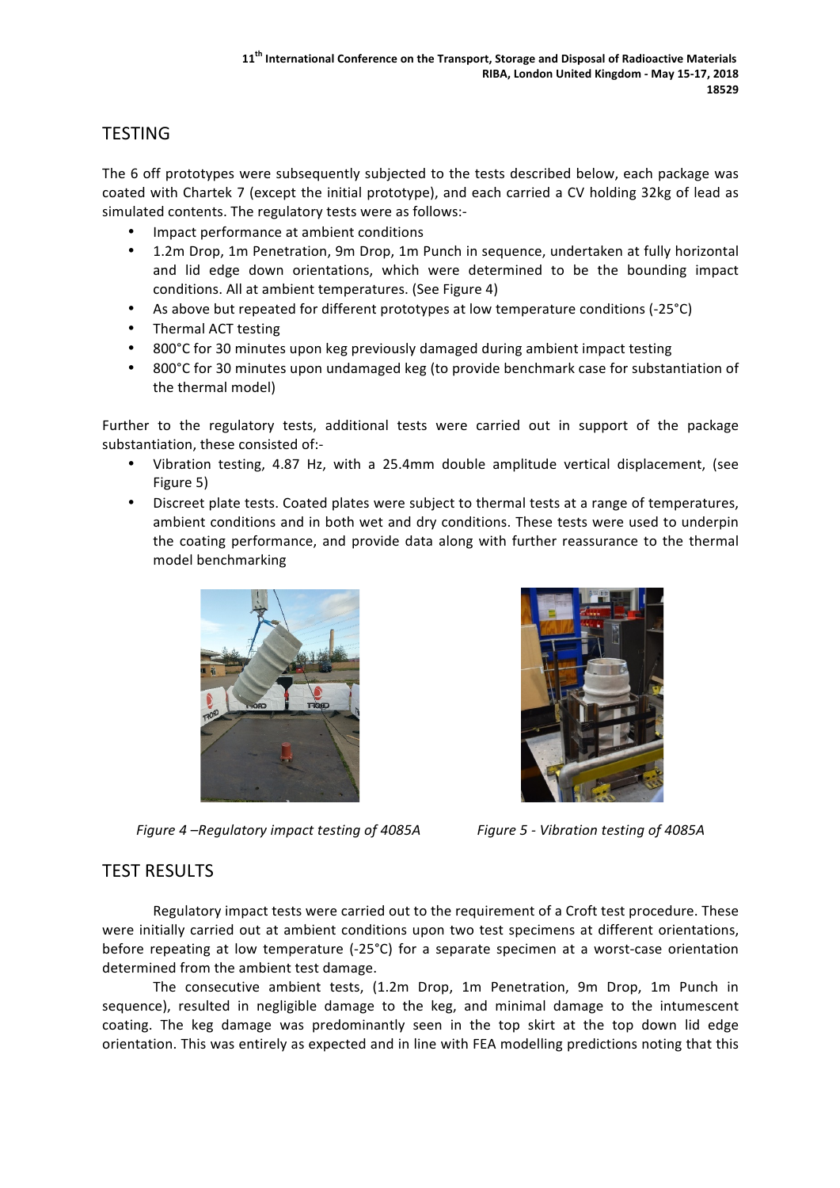## TESTING

The 6 off prototypes were subsequently subjected to the tests described below, each package was coated with Chartek 7 (except the initial prototype), and each carried a CV holding 32kg of lead as simulated contents. The regulatory tests were as follows:-

- Impact performance at ambient conditions
- 1.2m Drop, 1m Penetration, 9m Drop, 1m Punch in sequence, undertaken at fully horizontal and lid edge down orientations, which were determined to be the bounding impact conditions. All at ambient temperatures. (See Figure 4)
- As above but repeated for different prototypes at low temperature conditions (-25°C)
- Thermal ACT testing
- 800°C for 30 minutes upon keg previously damaged during ambient impact testing
- 800°C for 30 minutes upon undamaged keg (to provide benchmark case for substantiation of the thermal model)

Further to the regulatory tests, additional tests were carried out in support of the package substantiation, these consisted of:-

- Vibration testing, 4.87 Hz, with a 25.4mm double amplitude vertical displacement, (see Figure 5)
- Discreet plate tests. Coated plates were subject to thermal tests at a range of temperatures, ambient conditions and in both wet and dry conditions. These tests were used to underpin the coating performance, and provide data along with further reassurance to the thermal model benchmarking

*Figure 4 –Regulatory impact testing of 4085A*

*Figure 5 - Vibration testing of 4085A*

## TEST RESULTS

Regulatory impact tests were carried out to the requirement of a Croft test procedure. These were initially carried out at ambient conditions upon two test specimens at different orientations, before repeating at low temperature (-25°C) for a separate specimen at a worst-case orientation determined from the ambient test damage.

The consecutive ambient tests, (1.2m Drop, 1m Penetration, 9m Drop, 1m Punch in sequence), resulted in negligible damage to the keg, and minimal damage to the intumescent coating. The keg damage was predominantly seen in the top skirt at the top down lid edge orientation. This was entirely as expected and in line with FEA modelling predictions noting that this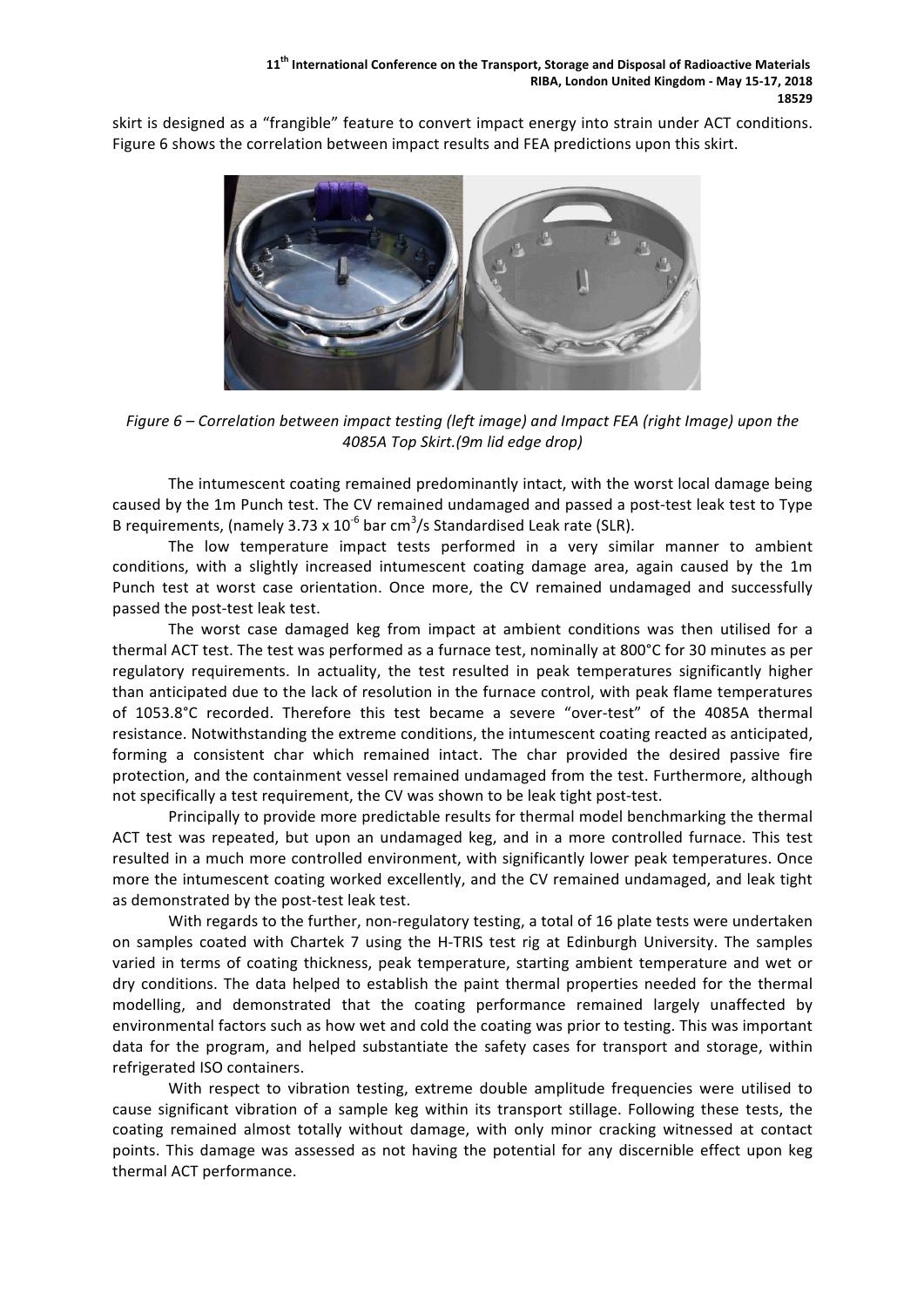skirt is designed as a "frangible" feature to convert impact energy into strain under ACT conditions. Figure 6 shows the correlation between impact results and FEA predictions upon this skirt.

*Figure 6 – Correlation between impact testing (left image) and Impact FEA (right Image) upon the 4085A Top Skirt.(9m lid edge drop)*

The intumescent coating remained predominantly intact, with the worst local damage being caused by the 1m Punch test. The CV remained undamaged and passed a post-test leak test to Type B requirements, (namely $3.73 \times 10^{-6}$ bar $cm^3/s$ Standardised Leak rate (SLR).

The low temperature impact tests performed in a very similar manner to ambient conditions, with a slightly increased intumescent coating damage area, again caused by the 1m Punch test at worst case orientation. Once more, the CV remained undamaged and successfully passed the post-test leak test.

The worst case damaged keg from impact at ambient conditions was then utilised for a thermal ACT test. The test was performed as a furnace test, nominally at 800°C for 30 minutes as per regulatory requirements. In actuality, the test resulted in peak temperatures significantly higher than anticipated due to the lack of resolution in the furnace control, with peak flame temperatures of 1053.8°C recorded. Therefore this test became a severe "over-test" of the 4085A thermal resistance. Notwithstanding the extreme conditions, the intumescent coating reacted as anticipated, forming a consistent char which remained intact. The char provided the desired passive fire protection, and the containment vessel remained undamaged from the test. Furthermore, although not specifically a test requirement, the CV was shown to be leak tight post-test.

Principally to provide more predictable results for thermal model benchmarking the thermal ACT test was repeated, but upon an undamaged keg, and in a more controlled furnace. This test resulted in a much more controlled environment, with significantly lower peak temperatures. Once more the intumescent coating worked excellently, and the CV remained undamaged, and leak tight as demonstrated by the post-test leak test.

With regards to the further, non-regulatory testing, a total of 16 plate tests were undertaken on samples coated with Chartek 7 using the H-TRIS test rig at Edinburgh University. The samples varied in terms of coating thickness, peak temperature, starting ambient temperature and wet or dry conditions. The data helped to establish the paint thermal properties needed for the thermal modelling, and demonstrated that the coating performance remained largely unaffected by environmental factors such as how wet and cold the coating was prior to testing. This was important data for the program, and helped substantiate the safety cases for transport and storage, within refrigerated ISO containers.

With respect to vibration testing, extreme double amplitude frequencies were utilised to cause significant vibration of a sample keg within its transport stillage. Following these tests, the coating remained almost totally without damage, with only minor cracking witnessed at contact points. This damage was assessed as not having the potential for any discernible effect upon keg thermal ACT performance.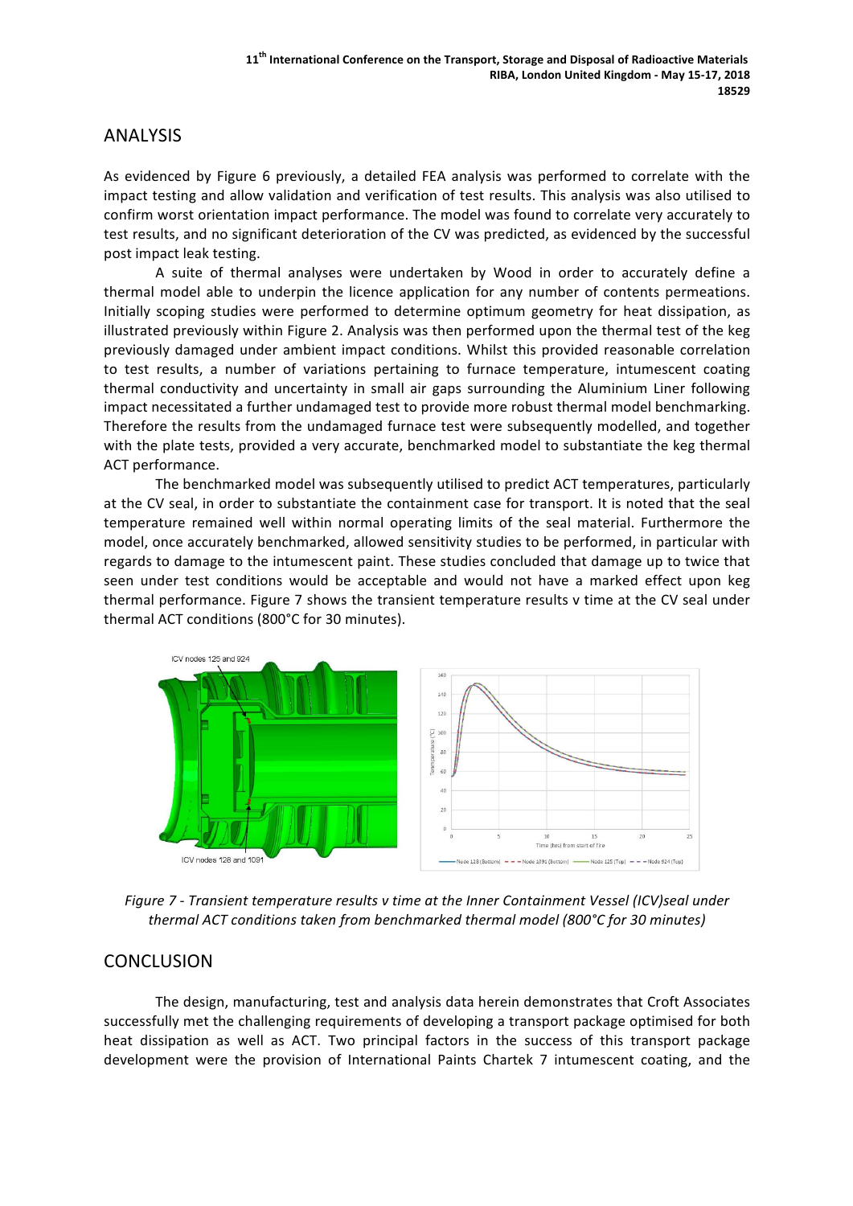## ANALYSIS

As evidenced by Figure 6 previously, a detailed FEA analysis was performed to correlate with the impact testing and allow validation and verification of test results. This analysis was also utilised to confirm worst orientation impact performance. The model was found to correlate very accurately to test results, and no significant deterioration of the CV was predicted, as evidenced by the successful post impact leak testing.

A suite of thermal analyses were undertaken by Wood in order to accurately define a thermal model able to underpin the licence application for any number of contents permeations. Initially scoping studies were performed to determine optimum geometry for heat dissipation, as illustrated previously within Figure 2. Analysis was then performed upon the thermal test of the keg previously damaged under ambient impact conditions. Whilst this provided reasonable correlation to test results, a number of variations pertaining to furnace temperature, intumescent coating thermal conductivity and uncertainty in small air gaps surrounding the Aluminium Liner following impact necessitated a further undamaged test to provide more robust thermal model benchmarking. Therefore the results from the undamaged furnace test were subsequently modelled, and together with the plate tests, provided a very accurate, benchmarked model to substantiate the keg thermal ACT performance.

The benchmarked model was subsequently utilised to predict ACT temperatures, particularly at the CV seal, in order to substantiate the containment case for transport. It is noted that the seal temperature remained well within normal operating limits of the seal material. Furthermore the model, once accurately benchmarked, allowed sensitivity studies to be performed, in particular with regards to damage to the intumescent paint. These studies concluded that damage up to twice that seen under test conditions would be acceptable and would not have a marked effect upon keg thermal performance. Figure 7 shows the transient temperature results v time at the CV seal under thermal ACT conditions (800°C for 30 minutes).

*Figure 7 - Transient temperature results v time at the Inner Containment Vessel (ICV)seal under thermal ACT conditions taken from benchmarked thermal model (800°C for 30 minutes)*

## CONCLUSION

The design, manufacturing, test and analysis data herein demonstrates that Croft Associates successfully met the challenging requirements of developing a transport package optimised for both heat dissipation as well as ACT. Two principal factors in the success of this transport package development were the provision of International Paints Chartek 7 intumescent coating, and the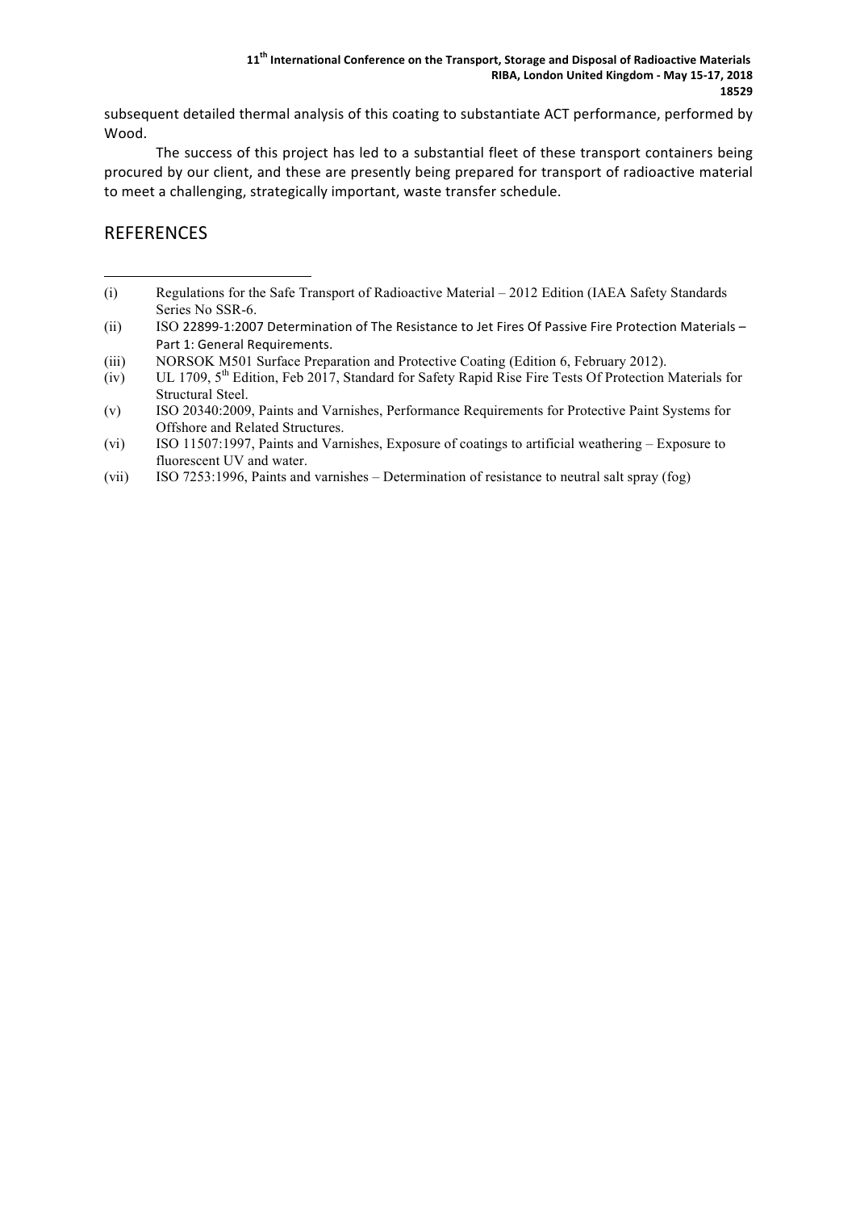subsequent detailed thermal analysis of this coating to substantiate ACT performance, performed by Wood.

The success of this project has led to a substantial fleet of these transport containers being procured by our client, and these are presently being prepared for transport of radioactive material to meet a challenging, strategically important, waste transfer schedule.

## REFERENCES

(i) Regulations for the Safe Transport of Radioactive Material – 2012 Edition (IAEA Safety Standards Series No SSR-6.

(ii) ISO 22899-1:2007 Determination of The Resistance to Jet Fires Of Passive Fire Protection Materials – Part 1: General Requirements.

(iii) NORSOK M501 Surface Preparation and Protective Coating (Edition 6, February 2012).

(iv) UL 1709, 5th Edition, Feb 2017, Standard for Safety Rapid Rise Fire Tests Of Protection Materials for Structural Steel.

(v) ISO 20340:2009, Paints and Varnishes, Performance Requirements for Protective Paint Systems for Offshore and Related Structures.

(vi) ISO 11507:1997, Paints and Varnishes, Exposure of coatings to artificial weathering – Exposure to fluorescent UV and water.

(vii) ISO 7253:1996, Paints and varnishes – Determination of resistance to neutral salt spray (fog)